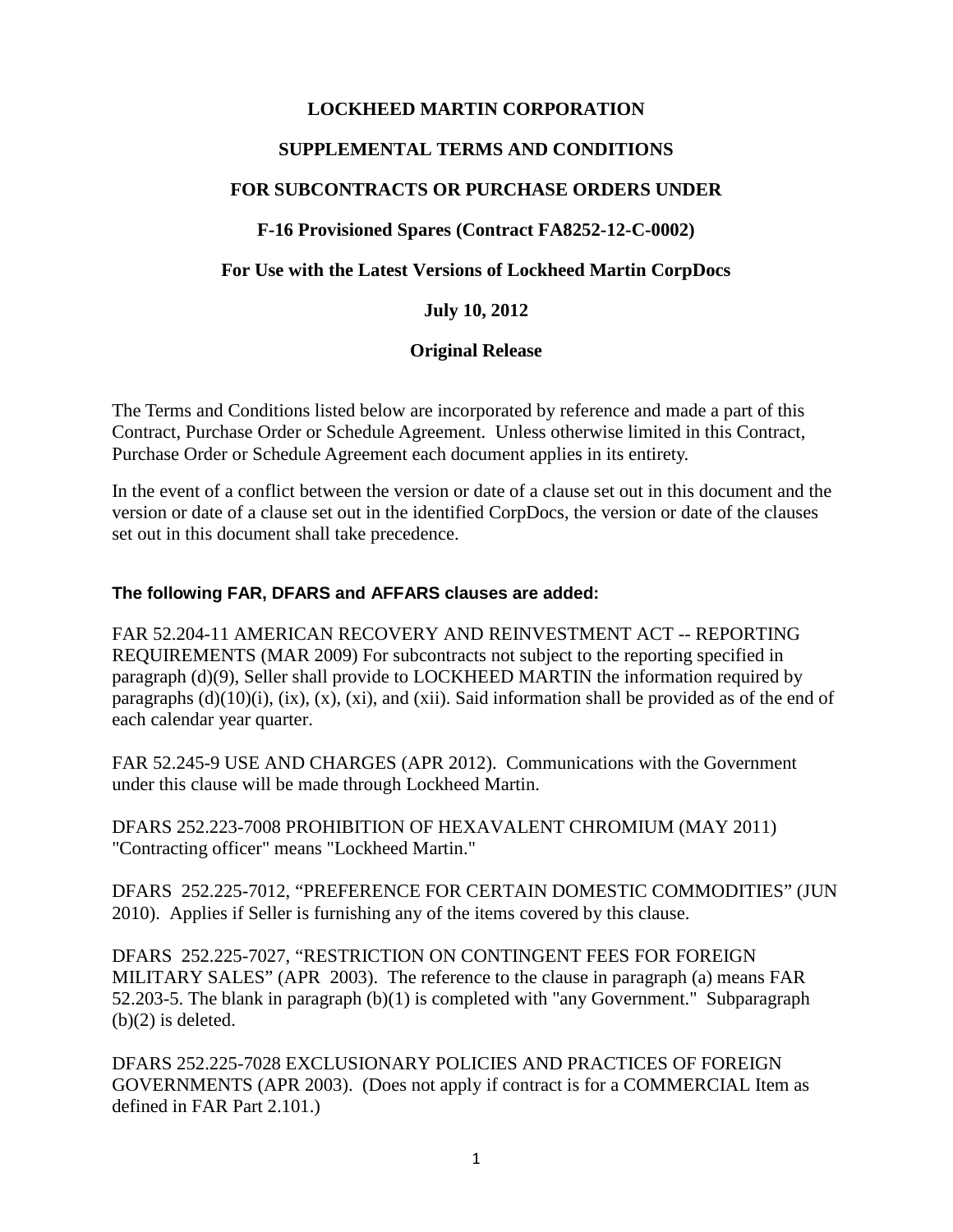# LOCKHEED MARTIN CORPORATION

## SUPPLEMENTAL TERMS AND CONDITIONS

## FOR SUBCONTRACTS OR PURCHASE ORDERS UNDER

## F-16 Provisioned Spares (Contract FA8252-12-C-0002)

## For Use with the Latest Versions of Lockheed Martin CorpDocs

**July 10, 2012**

**Original Release**

The Terms and Conditions listed below are incorporated by reference and made a part of this Contract, Purchase Order or Schedule Agreement. Unless otherwise limited in this Contract, Purchase Order or Schedule Agreement each document applies in its entirety.

In the event of a conflict between the version or date of a clause set out in this document and the version or date of a clause set out in the identified CorpDocs, the version or date of the clauses set out in this document shall take precedence.

### The following FAR, DFARS and AFFARS clauses are added:

FAR 52.204-11 AMERICAN RECOVERY AND REINVESTMENT ACT -- REPORTING REQUIREMENTS (MAR 2009) For subcontracts not subject to the reporting specified in paragraph (d)(9), Seller shall provide to LOCKHEED MARTIN the information required by paragraphs (d)(10)(i), (ix), (x), (xi), and (xii). Said information shall be provided as of the end of each calendar year quarter.

FAR 52.245-9 USE AND CHARGES (APR 2012). Communications with the Government under this clause will be made through Lockheed Martin.

DFARS 252.223-7008 PROHIBITION OF HEXAVALENT CHROMIUM (MAY 2011) "Contracting officer" means "Lockheed Martin."

DFARS 252.225-7012, "PREFERENCE FOR CERTAIN DOMESTIC COMMODITIES" (JUN 2010). Applies if Seller is furnishing any of the items covered by this clause.

DFARS 252.225-7027, "RESTRICTION ON CONTINGENT FEES FOR FOREIGN MILITARY SALES" (APR 2003). The reference to the clause in paragraph (a) means FAR 52.203-5. The blank in paragraph (b)(1) is completed with "any Government." Subparagraph (b)(2) is deleted.

DFARS 252.225-7028 EXCLUSIONARY POLICIES AND PRACTICES OF FOREIGN GOVERNMENTS (APR 2003). (Does not apply if contract is for a COMMERCIAL Item as defined in FAR Part 2.101.)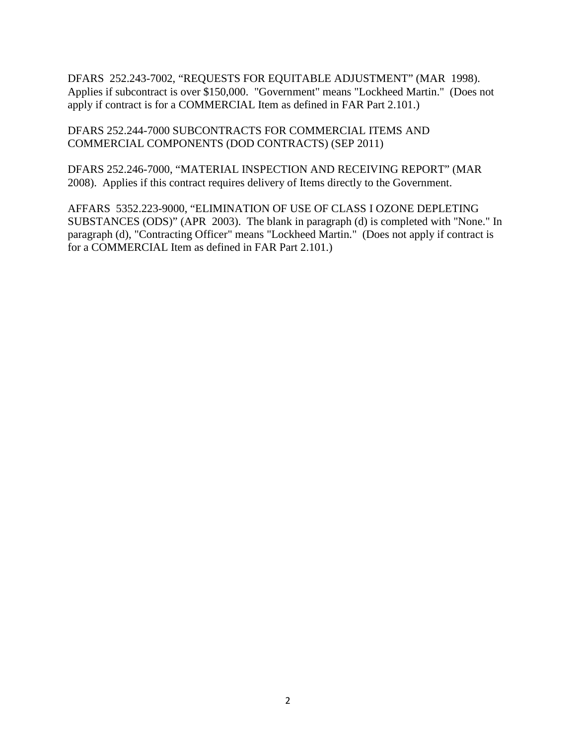DFARS 252.243-7002, "REQUESTS FOR EQUITABLE ADJUSTMENT" (MAR 1998). Applies if subcontract is over $150,000. "Government" means "Lockheed Martin." (Does not apply if contract is for a COMMERCIAL Item as defined in FAR Part 2.101.)

DFARS 252.244-7000 SUBCONTRACTS FOR COMMERCIAL ITEMS AND COMMERCIAL COMPONENTS (DOD CONTRACTS) (SEP 2011)

DFARS 252.246-7000, "MATERIAL INSPECTION AND RECEIVING REPORT" (MAR 2008). Applies if this contract requires delivery of Items directly to the Government.

AFFARS 5352.223-9000, "ELIMINATION OF USE OF CLASS I OZONE DEPLETING SUBSTANCES (ODS)" (APR 2003). The blank in paragraph (d) is completed with "None." In paragraph (d), "Contracting Officer" means "Lockheed Martin." (Does not apply if contract is for a COMMERCIAL Item as defined in FAR Part 2.101.)